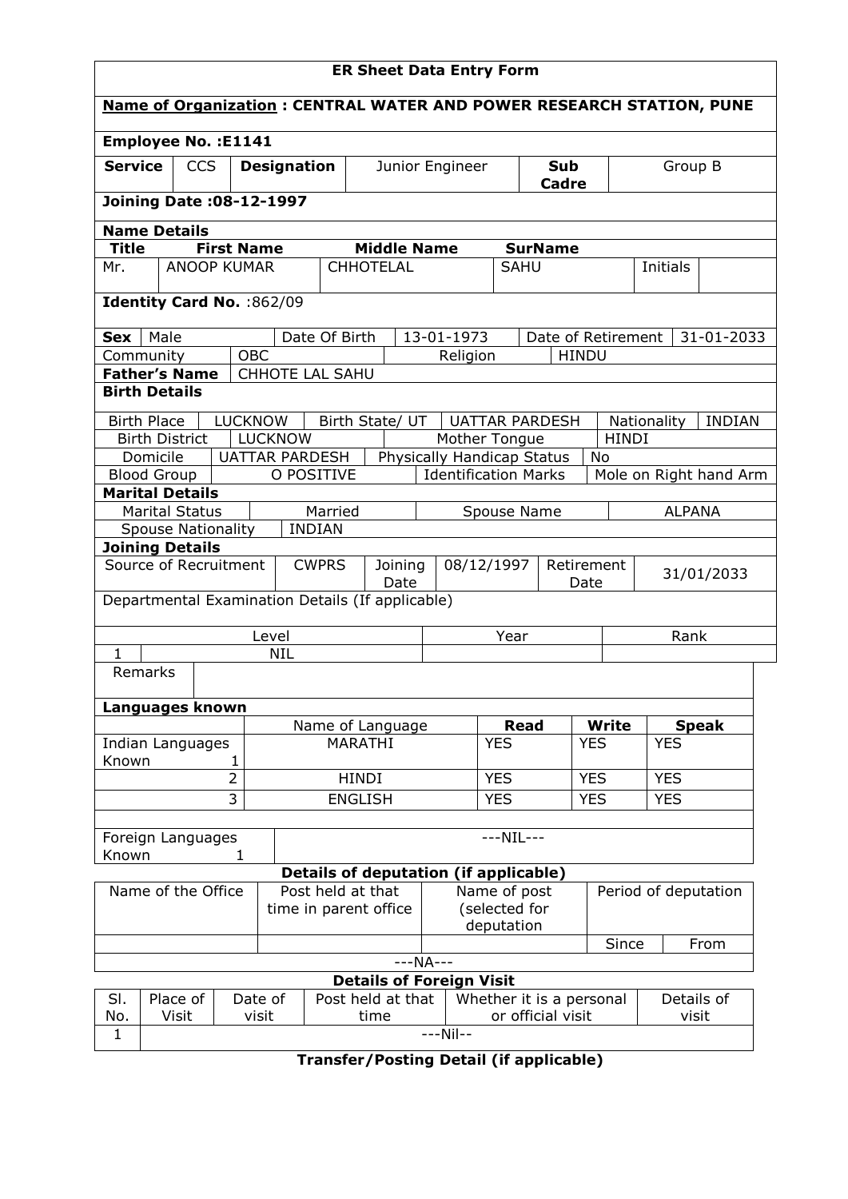# ER Sheet Data Entry Form

**Name of Organization : CENTRAL WATER AND POWER RESEARCH STATION, PUNE**

**Employee No. :E1141**

| **Service** | CCS | **Designation** | Junior Engineer | **Sub Cadre** | Group B |
|---|---|---|---|---|---|

**Joining Date :08-12-1997**

**Name Details**

| **Title** | **First Name** | **Middle Name** | **SurName** | | |
|---|---|---|---|---|---|
| Mr. | ANOOP KUMAR | CHHOTELAL | SAHU | Initials | |

**Identity Card No.** :862/09

| **Sex** | Male | Date Of Birth | 13-01-1973 | Date of Retirement | 31-01-2033 |
|---|---|---|---|---|---|
| Community | OBC | | Religion | HINDU | |
| **Father's Name** | CHHOTE LAL SAHU | | | | |

**Birth Details**

| Birth Place | LUCKNOW | Birth State/ UT | UATTAR PARDESH | Nationality | INDIAN |
|---|---|---|---|---|---|
| Birth District | LUCKNOW | | Mother Tongue | HINDI | |
| Domicile | UATTAR PARDESH | Physically Handicap Status | No | | |
| Blood Group | O POSITIVE | Identification Marks | Mole on Right hand Arm | | |

**Marital Details**

| Marital Status | Married | Spouse Name | ALPANA |
|---|---|---|---|
| Spouse Nationality | INDIAN | | |

**Joining Details**

| Source of Recruitment | CWPRS | Joining Date | 08/12/1997 | Retirement Date | 31/01/2033 |
|---|---|---|---|---|---|

Departmental Examination Details (If applicable)

| | Level | Year | Rank |
|---|---|---|---|
| 1 | NIL | | |
| Remarks | | | |

**Languages known**

| | Name of Language | **Read** | **Write** | **Speak** |
|---|---|---|---|---|
| Indian Languages Known 1 | MARATHI | YES | YES | YES |
| 2 | HINDI | YES | YES | YES |
| 3 | ENGLISH | YES | YES | YES |
| | | | | |
| Foreign Languages Known 1 | ---NIL--- | | | |

**Details of deputation (if applicable)**

| Name of the Office | Post held at that time in parent office | Name of post (selected for deputation | Period of deputation | |
|---|---|---|---|---|
| | | | Since | From |
| ---NA--- | | | | |

**Details of Foreign Visit**

| Sl. No. | Place of Visit | Date of visit | Post held at that time | Whether it is a personal or official visit | Details of visit |
|---|---|---|---|---|---|
| 1 | ---Nil-- | | | | |

**Transfer/Posting Detail (if applicable)**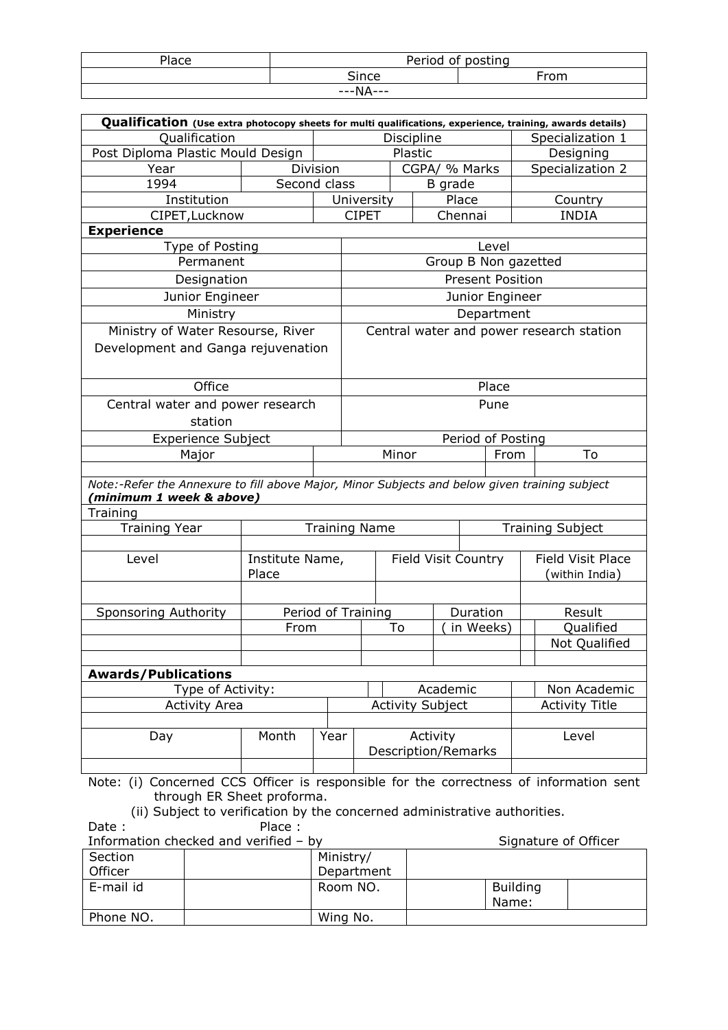| Place | Period of posting | |
|---|---|---|
| | Since | From |
| ---NA--- | | |

| **Qualification** (Use extra photocopy sheets for multi qualifications, experience, training, awards details) | | | | | |
|---|---|---|---|---|---|
| Qualification | | Discipline | | | Specialization 1 |
| Post Diploma Plastic Mould Design | | Plastic | | | Designing |
| Year | Division | | CGPA/ % Marks | | Specialization 2 |
| 1994 | Second class | | B grade | | |
| Institution | | University | Place | | Country |
| CIPET,Lucknow | | CIPET | Chennai | | INDIA |

**Experience**

| Type of Posting | Level |
|---|---|
| Permanent | Group B Non gazetted |
| Designation | Present Position |
| Junior Engineer | Junior Engineer |
| Ministry | Department |
| Ministry of Water Resourse, River Development and Ganga rejuvenation | Central water and power research station |
| Office | Place |
| Central water and power research station | Pune |

| Experience Subject | | Period of Posting | |
|---|---|---|---|
| Major | Minor | From | To |
| | | | |

*Note:-Refer the Annexure to fill above Major, Minor Subjects and below given training subject* ***(minimum 1 week & above)***

Training

| Training Year | Training Name | | Training Subject |
|---|---|---|---|
| | | | |
| Level | Institute Name, Place | Field Visit Country | Field Visit Place (within India) |
| | | | |

| Sponsoring Authority | Period of Training | | Duration | Result |
|---|---|---|---|---|
| | From | To | ( in Weeks) | Qualified |
| | | | | Not Qualified |
| | | | | |

**Awards/Publications**

| Type of Activity: | | Academic | | Non Academic |
|---|---|---|---|---|
| Activity Area | | Activity Subject | | Activity Title |
| | | | | |
| Day | Month | Year | Activity Description/Remarks | Level |
| | | | | |

Note: (i) Concerned CCS Officer is responsible for the correctness of information sent through ER Sheet proforma.

(ii) Subject to verification by the concerned administrative authorities.

Date : Place :

Information checked and verified – by Signature of Officer

| | | | | | |
|---|---|---|---|---|---|
| Section Officer | | Ministry/ Department | | | |
| E-mail id | | Room NO. | | Building Name: | |
| Phone NO. | | Wing No. | | | |